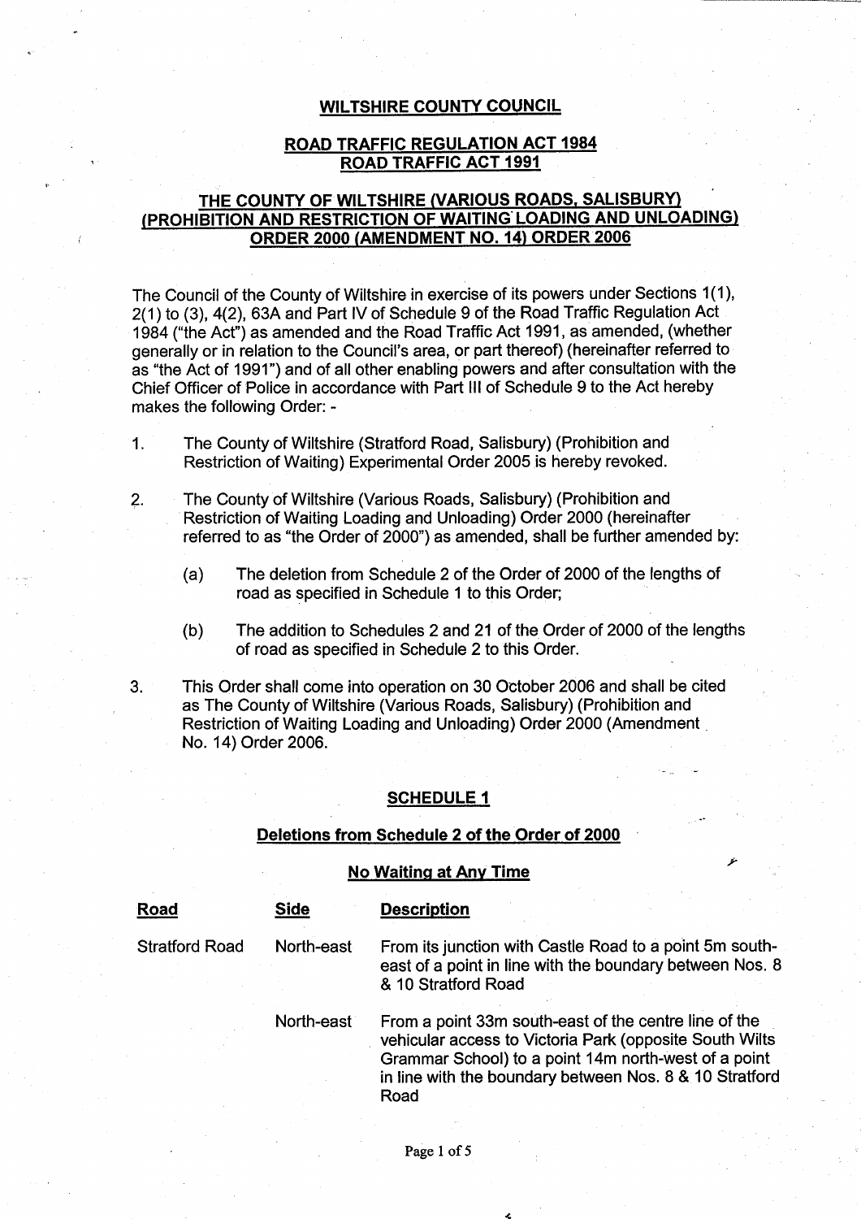**WILTSHIRE COUNTY COUNCIL**

**ROAD TRAFFIC REGULATION ACT 1984**
**ROAD TRAFFIC ACT 1991**

# THE COUNTY OF WILTSHIRE (VARIOUS ROADS, SALISBURY) (PROHIBITION AND RESTRICTION OF WAITING LOADING AND UNLOADING) ORDER 2000 (AMENDMENT NO. 14) ORDER 2006

The Council of the County of Wiltshire in exercise of its powers under Sections 1(1), 2(1) to (3), 4(2), 63A and Part IV of Schedule 9 of the Road Traffic Regulation Act 1984 ("the Act") as amended and the Road Traffic Act 1991, as amended, (whether generally or in relation to the Council's area, or part thereof) (hereinafter referred to as "the Act of 1991") and of all other enabling powers and after consultation with the Chief Officer of Police in accordance with Part III of Schedule 9 to the Act hereby makes the following Order: -

1. The County of Wiltshire (Stratford Road, Salisbury) (Prohibition and Restriction of Waiting) Experimental Order 2005 is hereby revoked.

2. The County of Wiltshire (Various Roads, Salisbury) (Prohibition and Restriction of Waiting Loading and Unloading) Order 2000 (hereinafter referred to as "the Order of 2000") as amended, shall be further amended by:

   (a) The deletion from Schedule 2 of the Order of 2000 of the lengths of road as specified in Schedule 1 to this Order;

   (b) The addition to Schedules 2 and 21 of the Order of 2000 of the lengths of road as specified in Schedule 2 to this Order.

3. This Order shall come into operation on 30 October 2006 and shall be cited as The County of Wiltshire (Various Roads, Salisbury) (Prohibition and Restriction of Waiting Loading and Unloading) Order 2000 (Amendment No. 14) Order 2006.

## SCHEDULE 1

### Deletions from Schedule 2 of the Order of 2000

#### No Waiting at Any Time

| Road | Side | Description |
|---|---|---|
| Stratford Road | North-east | From its junction with Castle Road to a point 5m south-east of a point in line with the boundary between Nos. 8 & 10 Stratford Road |
| | North-east | From a point 33m south-east of the centre line of the vehicular access to Victoria Park (opposite South Wilts Grammar School) to a point 14m north-west of a point in line with the boundary between Nos. 8 & 10 Stratford Road |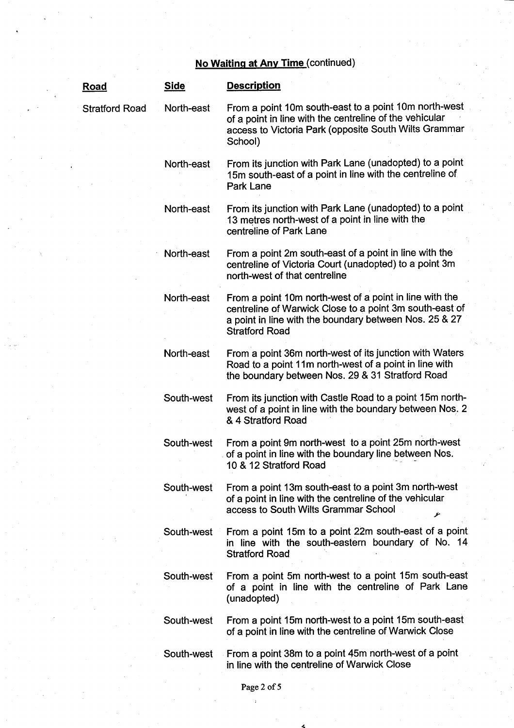## <u>No Waiting at Any Time</u> (continued)

| Road | Side | Description |
|---|---|---|
| Stratford Road | North-east | From a point 10m south-east to a point 10m north-west of a point in line with the centreline of the vehicular access to Victoria Park (opposite South Wilts Grammar School) |
| | North-east | From its junction with Park Lane (unadopted) to a point 15m south-east of a point in line with the centreline of Park Lane |
| | North-east | From its junction with Park Lane (unadopted) to a point 13 metres north-west of a point in line with the centreline of Park Lane |
| | North-east | From a point 2m south-east of a point in line with the centreline of Victoria Court (unadopted) to a point 3m north-west of that centreline |
| | North-east | From a point 10m north-west of a point in line with the centreline of Warwick Close to a point 3m south-east of a point in line with the boundary between Nos. 25 & 27 Stratford Road |
| | North-east | From a point 36m north-west of its junction with Waters Road to a point 11m north-west of a point in line with the boundary between Nos. 29 & 31 Stratford Road |
| | South-west | From its junction with Castle Road to a point 15m north-west of a point in line with the boundary between Nos. 2 & 4 Stratford Road |
| | South-west | From a point 9m north-west to a point 25m north-west of a point in line with the boundary line between Nos. 10 & 12 Stratford Road |
| | South-west | From a point 13m south-east to a point 3m north-west of a point in line with the centreline of the vehicular access to South Wilts Grammar School |
| | South-west | From a point 15m to a point 22m south-east of a point in line with the south-eastern boundary of No. 14 Stratford Road |
| | South-west | From a point 5m north-west to a point 15m south-east of a point in line with the centreline of Park Lane (unadopted) |
| | South-west | From a point 15m north-west to a point 15m south-east of a point in line with the centreline of Warwick Close |
| | South-west | From a point 38m to a point 45m north-west of a point in line with the centreline of Warwick Close |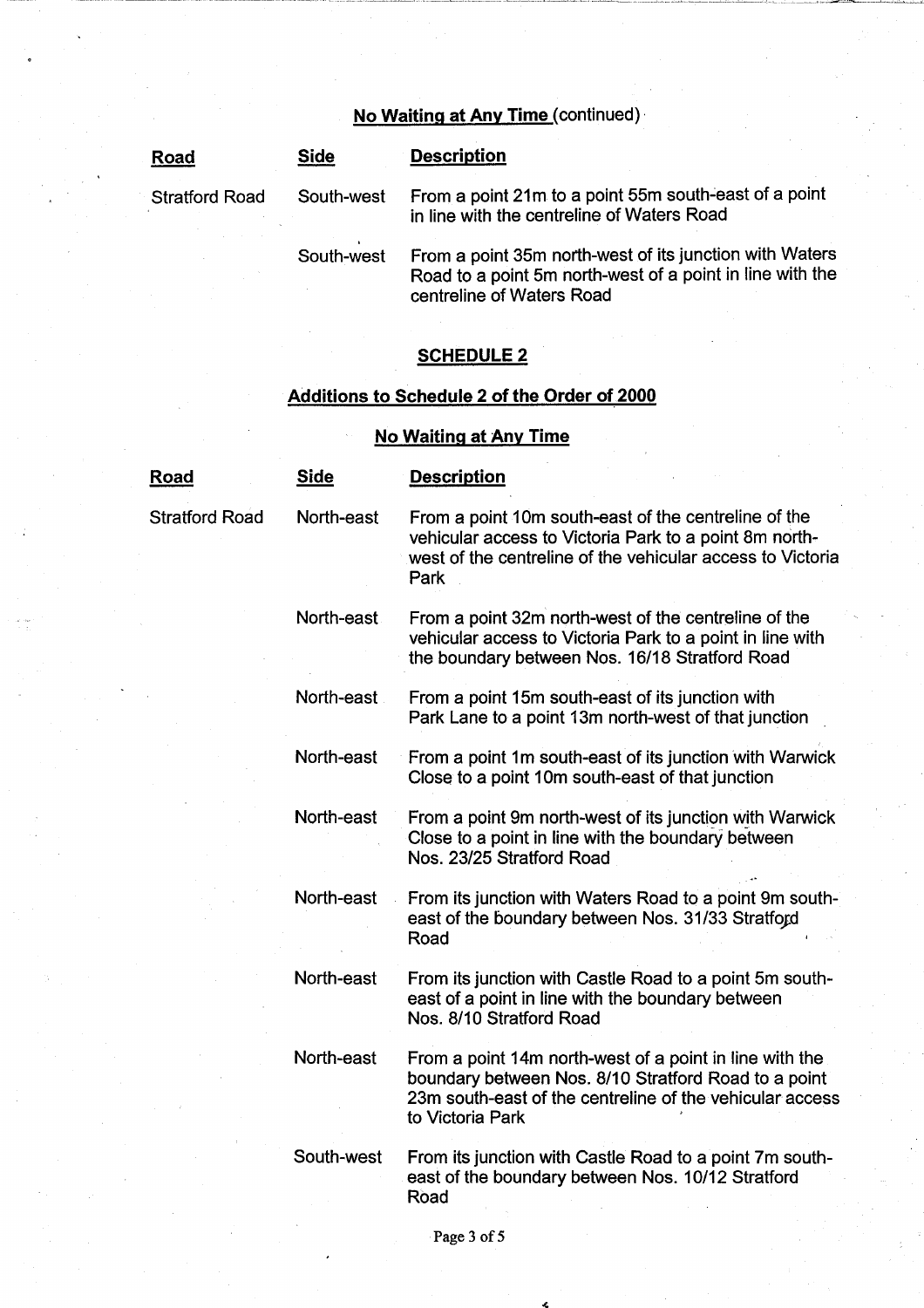**No Waiting at Any Time** (continued)

| Road | Side | Description |
|---|---|---|
| Stratford Road | South-west | From a point 21m to a point 55m south-east of a point in line with the centreline of Waters Road |
| | South-west | From a point 35m north-west of its junction with Waters Road to a point 5m north-west of a point in line with the centreline of Waters Road |

## SCHEDULE 2

### Additions to Schedule 2 of the Order of 2000

**No Waiting at Any Time**

| Road | Side | Description |
|---|---|---|
| Stratford Road | North-east | From a point 10m south-east of the centreline of the vehicular access to Victoria Park to a point 8m north-west of the centreline of the vehicular access to Victoria Park |
| | North-east | From a point 32m north-west of the centreline of the vehicular access to Victoria Park to a point in line with the boundary between Nos. 16/18 Stratford Road |
| | North-east | From a point 15m south-east of its junction with Park Lane to a point 13m north-west of that junction |
| | North-east | From a point 1m south-east of its junction with Warwick Close to a point 10m south-east of that junction |
| | North-east | From a point 9m north-west of its junction with Warwick Close to a point in line with the boundary between Nos. 23/25 Stratford Road |
| | North-east | From its junction with Waters Road to a point 9m south-east of the boundary between Nos. 31/33 Stratford Road |
| | North-east | From its junction with Castle Road to a point 5m south-east of a point in line with the boundary between Nos. 8/10 Stratford Road |
| | North-east | From a point 14m north-west of a point in line with the boundary between Nos. 8/10 Stratford Road to a point 23m south-east of the centreline of the vehicular access to Victoria Park |
| | South-west | From its junction with Castle Road to a point 7m south-east of the boundary between Nos. 10/12 Stratford Road |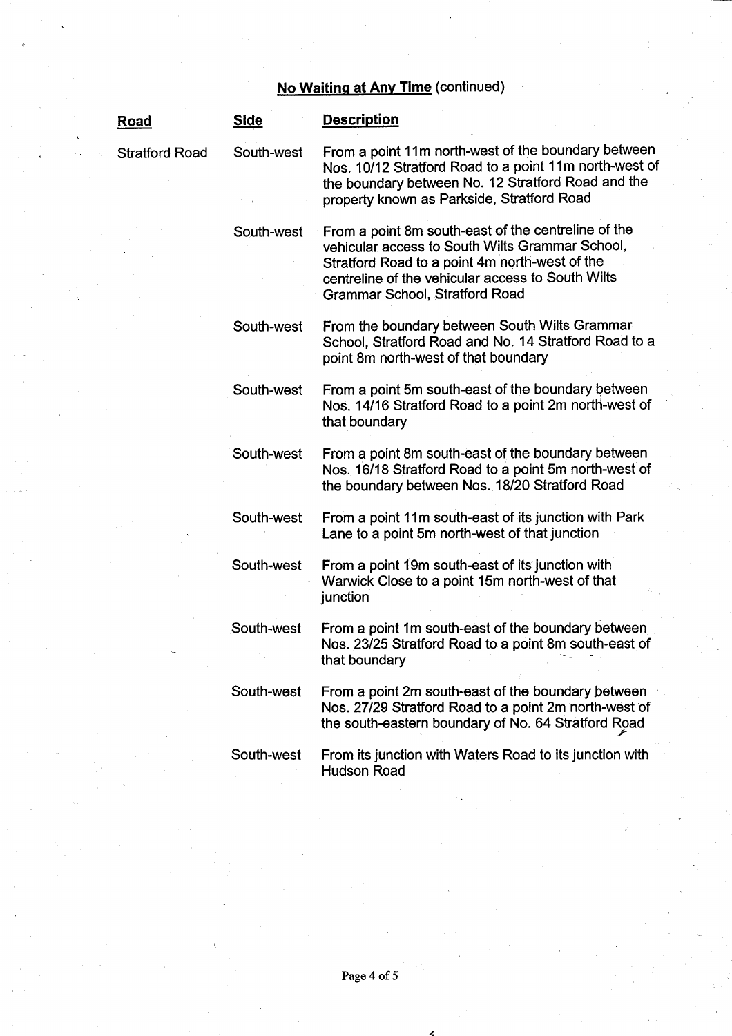## **No Waiting at Any Time** (continued)

| **Road** | **Side** | **Description** |
|---|---|---|
| Stratford Road | South-west | From a point 11m north-west of the boundary between Nos. 10/12 Stratford Road to a point 11m north-west of the boundary between No. 12 Stratford Road and the property known as Parkside, Stratford Road |
| | South-west | From a point 8m south-east of the centreline of the vehicular access to South Wilts Grammar School, Stratford Road to a point 4m north-west of the centreline of the vehicular access to South Wilts Grammar School, Stratford Road |
| | South-west | From the boundary between South Wilts Grammar School, Stratford Road and No. 14 Stratford Road to a point 8m north-west of that boundary |
| | South-west | From a point 5m south-east of the boundary between Nos. 14/16 Stratford Road to a point 2m north-west of that boundary |
| | South-west | From a point 8m south-east of the boundary between Nos. 16/18 Stratford Road to a point 5m north-west of the boundary between Nos. 18/20 Stratford Road |
| | South-west | From a point 11m south-east of its junction with Park Lane to a point 5m north-west of that junction |
| | South-west | From a point 19m south-east of its junction with Warwick Close to a point 15m north-west of that junction |
| | South-west | From a point 1m south-east of the boundary between Nos. 23/25 Stratford Road to a point 8m south-east of that boundary |
| | South-west | From a point 2m south-east of the boundary between Nos. 27/29 Stratford Road to a point 2m north-west of the south-eastern boundary of No. 64 Stratford Road |
| | South-west | From its junction with Waters Road to its junction with Hudson Road |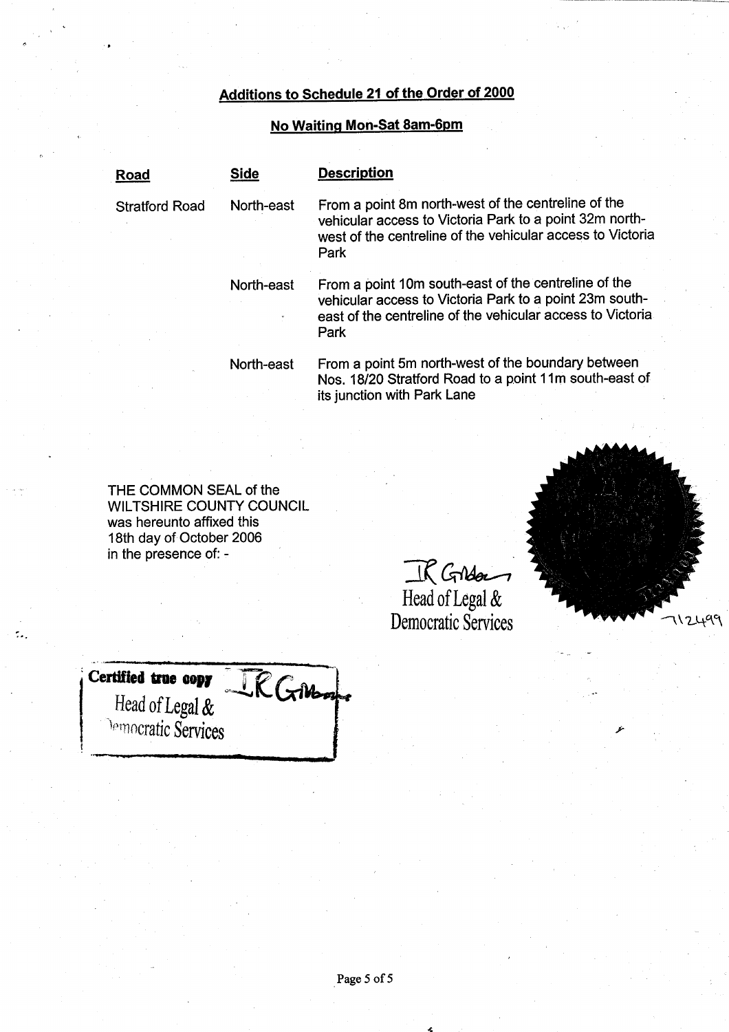## Additions to Schedule 21 of the Order of 2000

### No Waiting Mon-Sat 8am-6pm

| Road | Side | Description |
|---|---|---|
| Stratford Road | North-east | From a point 8m north-west of the centreline of the vehicular access to Victoria Park to a point 32m north-west of the centreline of the vehicular access to Victoria Park |
| | North-east | From a point 10m south-east of the centreline of the vehicular access to Victoria Park to a point 23m south-east of the centreline of the vehicular access to Victoria Park |
| | North-east | From a point 5m north-west of the boundary between Nos. 18/20 Stratford Road to a point 11m south-east of its junction with Park Lane |

THE COMMON SEAL of the WILTSHIRE COUNTY COUNCIL was hereunto affixed this 18th day of October 2006 in the presence of: -

IR Gibbons
Head of Legal & Democratic Services

712499

**Certified true copy** IR Gibbons
Head of Legal & Democratic Services